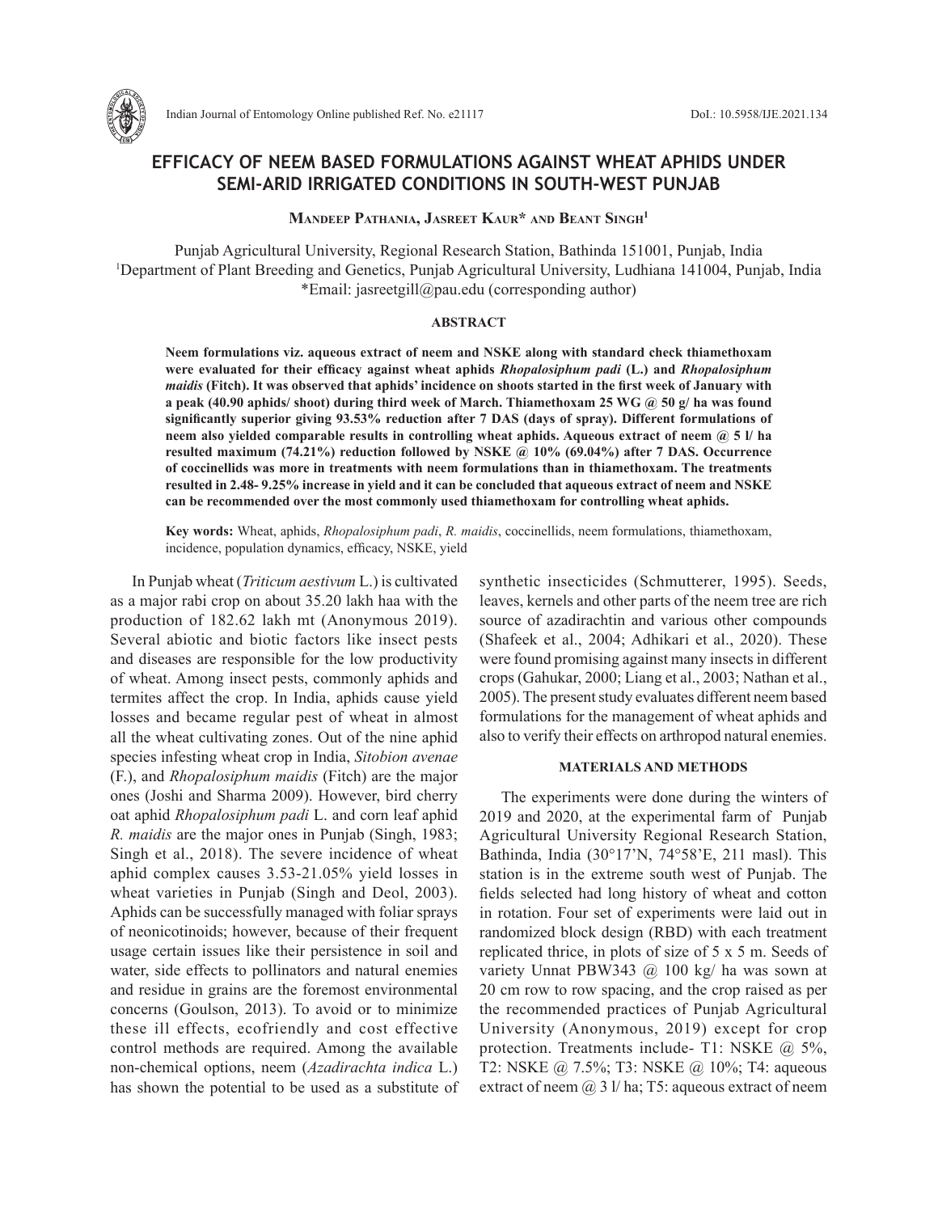# EFFICACY OF NEEM BASED FORMULATIONS AGAINST WHEAT APHIDS UNDER SEMI-ARID IRRIGATED CONDITIONS IN SOUTH-WEST PUNJAB

**Mandeep Pathania, Jasreet Kaur\* and Beant Singh[1]**

Punjab Agricultural University, Regional Research Station, Bathinda 151001, Punjab, India
[1]Department of Plant Breeding and Genetics, Punjab Agricultural University, Ludhiana 141004, Punjab, India
\*Email: jasreetgill@pau.edu (corresponding author)

## ABSTRACT

**Neem formulations viz. aqueous extract of neem and NSKE along with standard check thiamethoxam were evaluated for their efficacy against wheat aphids *Rhopalosiphum padi* (L.) and *Rhopalosiphum maidis* (Fitch). It was observed that aphids' incidence on shoots started in the first week of January with a peak (40.90 aphids/ shoot) during third week of March. Thiamethoxam 25 WG @ 50 g/ ha was found significantly superior giving 93.53% reduction after 7 DAS (days of spray). Different formulations of neem also yielded comparable results in controlling wheat aphids. Aqueous extract of neem @ 5 l/ ha resulted maximum (74.21%) reduction followed by NSKE @ 10% (69.04%) after 7 DAS. Occurrence of coccinellids was more in treatments with neem formulations than in thiamethoxam. The treatments resulted in 2.48- 9.25% increase in yield and it can be concluded that aqueous extract of neem and NSKE can be recommended over the most commonly used thiamethoxam for controlling wheat aphids.**

**Key words:** Wheat, aphids, *Rhopalosiphum padi*, *R. maidis*, coccinellids, neem formulations, thiamethoxam, incidence, population dynamics, efficacy, NSKE, yield

In Punjab wheat (*Triticum aestivum* L.) is cultivated as a major rabi crop on about 35.20 lakh haa with the production of 182.62 lakh mt (Anonymous 2019). Several abiotic and biotic factors like insect pests and diseases are responsible for the low productivity of wheat. Among insect pests, commonly aphids and termites affect the crop. In India, aphids cause yield losses and became regular pest of wheat in almost all the wheat cultivating zones. Out of the nine aphid species infesting wheat crop in India, *Sitobion avenae* (F.), and *Rhopalosiphum maidis* (Fitch) are the major ones (Joshi and Sharma 2009). However, bird cherry oat aphid *Rhopalosiphum padi* L. and corn leaf aphid *R. maidis* are the major ones in Punjab (Singh, 1983; Singh et al., 2018). The severe incidence of wheat aphid complex causes 3.53-21.05% yield losses in wheat varieties in Punjab (Singh and Deol, 2003). Aphids can be successfully managed with foliar sprays of neonicotinoids; however, because of their frequent usage certain issues like their persistence in soil and water, side effects to pollinators and natural enemies and residue in grains are the foremost environmental concerns (Goulson, 2013). To avoid or to minimize these ill effects, ecofriendly and cost effective control methods are required. Among the available non-chemical options, neem (*Azadirachta indica* L.) has shown the potential to be used as a substitute of synthetic insecticides (Schmutterer, 1995). Seeds, leaves, kernels and other parts of the neem tree are rich source of azadirachtin and various other compounds (Shafeek et al., 2004; Adhikari et al., 2020). These were found promising against many insects in different crops (Gahukar, 2000; Liang et al., 2003; Nathan et al., 2005). The present study evaluates different neem based formulations for the management of wheat aphids and also to verify their effects on arthropod natural enemies.

## MATERIALS AND METHODS

The experiments were done during the winters of 2019 and 2020, at the experimental farm of Punjab Agricultural University Regional Research Station, Bathinda, India (30°17'N, 74°58'E, 211 masl). This station is in the extreme south west of Punjab. The fields selected had long history of wheat and cotton in rotation. Four set of experiments were laid out in randomized block design (RBD) with each treatment replicated thrice, in plots of size of 5 x 5 m. Seeds of variety Unnat PBW343 @ 100 kg/ ha was sown at 20 cm row to row spacing, and the crop raised as per the recommended practices of Punjab Agricultural University (Anonymous, 2019) except for crop protection. Treatments include- T1: NSKE @ 5%, T2: NSKE @ 7.5%; T3: NSKE @ 10%; T4: aqueous extract of neem @ 3 l/ ha; T5: aqueous extract of neem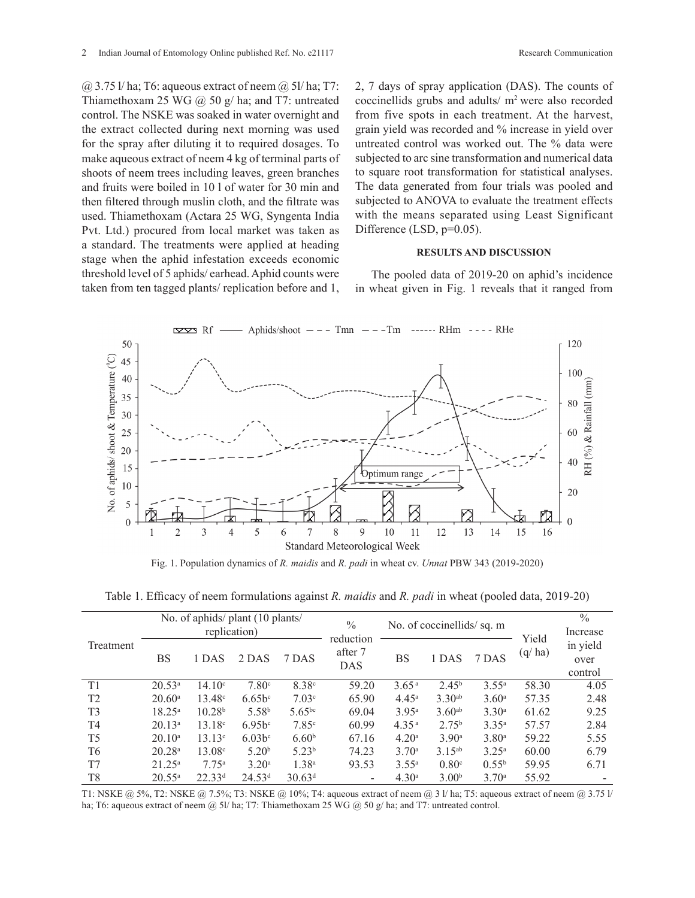@ 3.75 l/ ha; T6: aqueous extract of neem @ 5l/ ha; T7: Thiamethoxam 25 WG @ 50 g/ ha; and T7: untreated control. The NSKE was soaked in water overnight and the extract collected during next morning was used for the spray after diluting it to required dosages. To make aqueous extract of neem 4 kg of terminal parts of shoots of neem trees including leaves, green branches and fruits were boiled in 10 l of water for 30 min and then filtered through muslin cloth, and the filtrate was used. Thiamethoxam (Actara 25 WG, Syngenta India Pvt. Ltd.) procured from local market was taken as a standard. The treatments were applied at heading stage when the aphid infestation exceeds economic threshold level of 5 aphids/ earhead. Aphid counts were taken from ten tagged plants/ replication before and 1, 2, 7 days of spray application (DAS). The counts of coccinellids grubs and adults/ $m^2$ were also recorded from five spots in each treatment. At the harvest, grain yield was recorded and % increase in yield over untreated control was worked out. The % data were subjected to arc sine transformation and numerical data to square root transformation for statistical analyses. The data generated from four trials was pooled and subjected to ANOVA to evaluate the treatment effects with the means separated using Least Significant Difference (LSD, p=0.05).

## RESULTS AND DISCUSSION

The pooled data of 2019-20 on aphid's incidence in wheat given in Fig. 1 reveals that it ranged from

Fig. 1. Population dynamics of *R. maidis* and *R. padi* in wheat cv. *Unnat* PBW 343 (2019-2020)

Table 1. Efficacy of neem formulations against *R. maidis* and *R. padi* in wheat (pooled data, 2019-20)

| Treatment | No. of aphids/ plant (10 plants/ replication) | | | | % reduction after 7 DAS | No. of coccinellids/ sq. m | | | Yield (q/ ha) | % Increase in yield over control |
|---|---|---|---|---|---|---|---|---|---|---|
| | BS | 1 DAS | 2 DAS | 7 DAS | | BS | 1 DAS | 7 DAS | | |
| T1 | 20.53[a] | 14.10[c] | 7.80[c] | 8.38[c] | 59.20 | 3.65[a] | 2.45[b] | 3.55[a] | 58.30 | 4.05 |
| T2 | 20.60[a] | 13.48[c] | 6.65b[c] | 7.03[c] | 65.90 | 4.45[a] | 3.30[ab] | 3.60[a] | 57.35 | 2.48 |
| T3 | 18.25[a] | 10.28[b] | 5.58[b] | 5.65[bc] | 69.04 | 3.95[a] | 3.60[ab] | 3.30[a] | 61.62 | 9.25 |
| T4 | 20.13[a] | 13.18[c] | 6.95b[c] | 7.85[c] | 60.99 | 4.35[a] | 2.75[b] | 3.35[a] | 57.57 | 2.84 |
| T5 | 20.10[a] | 13.13[c] | 6.03b[c] | 6.60[b] | 67.16 | 4.20[a] | 3.90[a] | 3.80[a] | 59.22 | 5.55 |
| T6 | 20.28[a] | 13.08[c] | 5.20[b] | 5.23[b] | 74.23 | 3.70[a] | 3.15[ab] | 3.25[a] | 60.00 | 6.79 |
| T7 | 21.25[a] | 7.75[a] | 3.20[a] | 1.38[a] | 93.53 | 3.55[a] | 0.80[c] | 0.55[b] | 59.95 | 6.71 |
| T8 | 20.55[a] | 22.33[d] | 24.53[d] | 30.63[d] | - | 4.30[a] | 3.00[b] | 3.70[a] | 55.92 | - |

T1: NSKE @ 5%, T2: NSKE @ 7.5%; T3: NSKE @ 10%; T4: aqueous extract of neem @ 3 l/ ha; T5: aqueous extract of neem @ 3.75 l/ ha; T6: aqueous extract of neem @ 5l/ ha; T7: Thiamethoxam 25 WG @ 50 g/ ha; and T7: untreated control.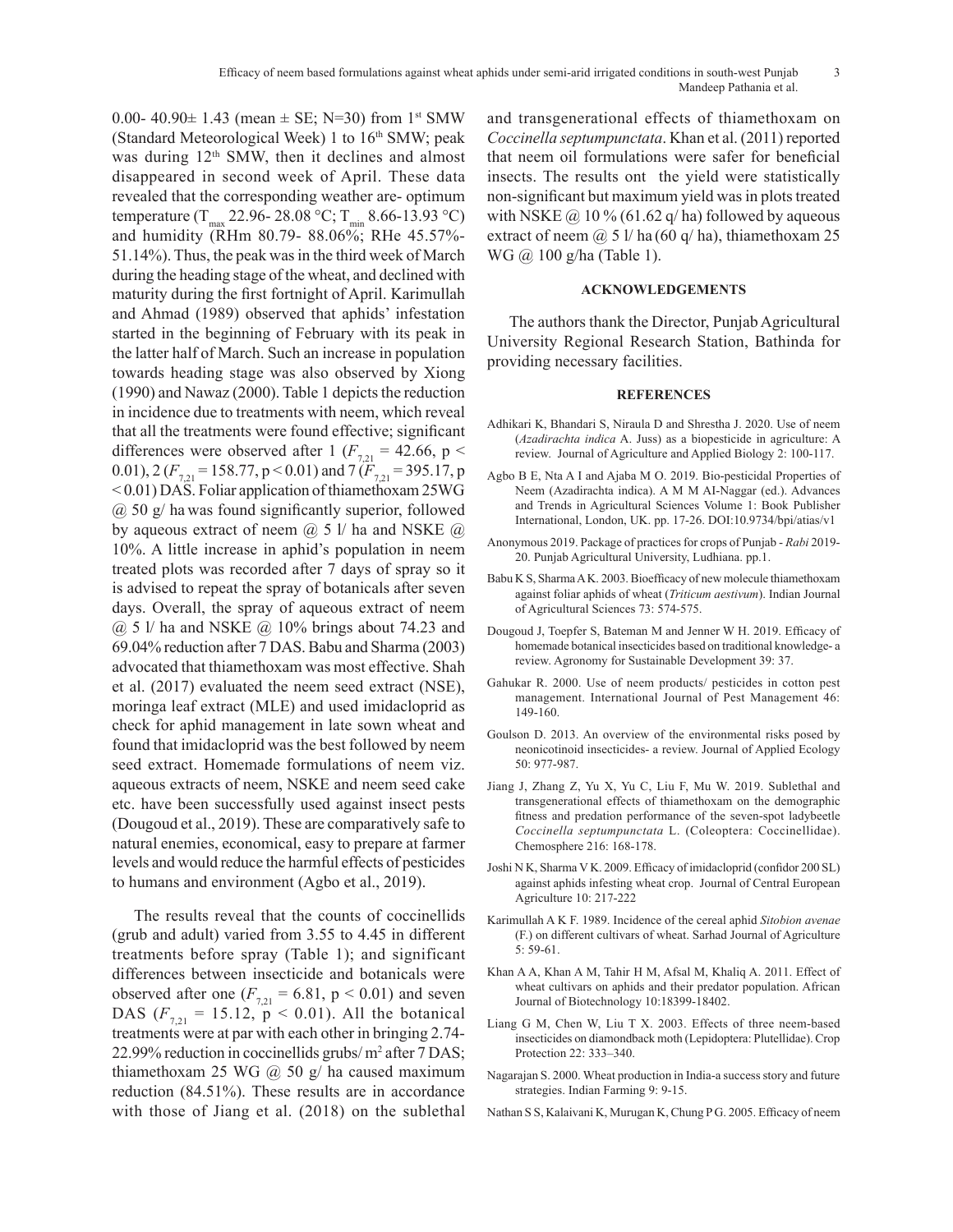0.00- 40.90± 1.43 (mean ± SE; N=30) from 1st SMW (Standard Meteorological Week) 1 to 16th SMW; peak was during 12th SMW, then it declines and almost disappeared in second week of April. These data revealed that the corresponding weather are- optimum temperature ($T_{max}$ 22.96- 28.08 °C; $T_{min}$ 8.66-13.93 °C) and humidity (RHm 80.79- 88.06%; RHe 45.57%-51.14%). Thus, the peak was in the third week of March during the heading stage of the wheat, and declined with maturity during the first fortnight of April. Karimullah and Ahmad (1989) observed that aphids' infestation started in the beginning of February with its peak in the latter half of March. Such an increase in population towards heading stage was also observed by Xiong (1990) and Nawaz (2000). Table 1 depicts the reduction in incidence due to treatments with neem, which reveal that all the treatments were found effective; significant differences were observed after 1 ($F_{7,21}$ = 42.66, p < 0.01), 2 ($F_{7,21}$ = 158.77, p < 0.01) and 7 ($F_{7,21}$ = 395.17, p < 0.01) DAS. Foliar application of thiamethoxam 25WG @ 50 g/ ha was found significantly superior, followed by aqueous extract of neem @ 5 l/ ha and NSKE @ 10%. A little increase in aphid's population in neem treated plots was recorded after 7 days of spray so it is advised to repeat the spray of botanicals after seven days. Overall, the spray of aqueous extract of neem @ 5 l/ ha and NSKE @ 10% brings about 74.23 and 69.04% reduction after 7 DAS. Babu and Sharma (2003) advocated that thiamethoxam was most effective. Shah et al. (2017) evaluated the neem seed extract (NSE), moringa leaf extract (MLE) and used imidacloprid as check for aphid management in late sown wheat and found that imidacloprid was the best followed by neem seed extract. Homemade formulations of neem viz. aqueous extracts of neem, NSKE and neem seed cake etc. have been successfully used against insect pests (Dougoud et al., 2019). These are comparatively safe to natural enemies, economical, easy to prepare at farmer levels and would reduce the harmful effects of pesticides to humans and environment (Agbo et al., 2019).

The results reveal that the counts of coccinellids (grub and adult) varied from 3.55 to 4.45 in different treatments before spray (Table 1); and significant differences between insecticide and botanicals were observed after one ($F_{7,21}$ = 6.81, p < 0.01) and seven DAS ($F_{7,21}$ = 15.12, p < 0.01). All the botanical treatments were at par with each other in bringing 2.74-22.99% reduction in coccinellids grubs/ m$^2$ after 7 DAS; thiamethoxam 25 WG @ 50 g/ ha caused maximum reduction (84.51%). These results are in accordance with those of Jiang et al. (2018) on the sublethal and transgenerational effects of thiamethoxam on *Coccinella septumpunctata*. Khan et al. (2011) reported that neem oil formulations were safer for beneficial insects. The results ont the yield were statistically non-significant but maximum yield was in plots treated with NSKE @ 10 % (61.62 q/ ha) followed by aqueous extract of neem @ 5 l/ ha (60 q/ ha), thiamethoxam 25 WG @ 100 g/ha (Table 1).

## ACKNOWLEDGEMENTS

The authors thank the Director, Punjab Agricultural University Regional Research Station, Bathinda for providing necessary facilities.

## REFERENCES

Adhikari K, Bhandari S, Niraula D and Shrestha J. 2020. Use of neem (*Azadirachta indica* A. Juss) as a biopesticide in agriculture: A review. Journal of Agriculture and Applied Biology 2: 100-117.

Agbo B E, Nta A I and Ajaba M O. 2019. Bio-pesticidal Properties of Neem (Azadirachta indica). A M M AI-Naggar (ed.). Advances and Trends in Agricultural Sciences Volume 1: Book Publisher International, London, UK. pp. 17-26. DOI:10.9734/bpi/atias/v1

Anonymous 2019. Package of practices for crops of Punjab - *Rabi* 2019-20. Punjab Agricultural University, Ludhiana. pp.1.

Babu K S, Sharma A K. 2003. Bioefficacy of new molecule thiamethoxam against foliar aphids of wheat (*Triticum aestivum*). Indian Journal of Agricultural Sciences 73: 574-575.

Dougoud J, Toepfer S, Bateman M and Jenner W H. 2019. Efficacy of homemade botanical insecticides based on traditional knowledge- a review. Agronomy for Sustainable Development 39: 37.

Gahukar R. 2000. Use of neem products/ pesticides in cotton pest management. International Journal of Pest Management 46: 149-160.

Goulson D. 2013. An overview of the environmental risks posed by neonicotinoid insecticides- a review. Journal of Applied Ecology 50: 977-987.

Jiang J, Zhang Z, Yu X, Yu C, Liu F, Mu W. 2019. Sublethal and transgenerational effects of thiamethoxam on the demographic fitness and predation performance of the seven-spot ladybeetle *Coccinella septumpunctata* L. (Coleoptera: Coccinellidae). Chemosphere 216: 168-178.

Joshi N K, Sharma V K. 2009. Efficacy of imidacloprid (confidor 200 SL) against aphids infesting wheat crop. Journal of Central European Agriculture 10: 217-222

Karimullah A K F. 1989. Incidence of the cereal aphid *Sitobion avenae* (F.) on different cultivars of wheat. Sarhad Journal of Agriculture 5: 59-61.

Khan A A, Khan A M, Tahir H M, Afsal M, Khaliq A. 2011. Effect of wheat cultivars on aphids and their predator population. African Journal of Biotechnology 10:18399-18402.

Liang G M, Chen W, Liu T X. 2003. Effects of three neem-based insecticides on diamondback moth (Lepidoptera: Plutellidae). Crop Protection 22: 333–340.

Nagarajan S. 2000. Wheat production in India-a success story and future strategies. Indian Farming 9: 9-15.

Nathan S S, Kalaivani K, Murugan K, Chung P G. 2005. Efficacy of neem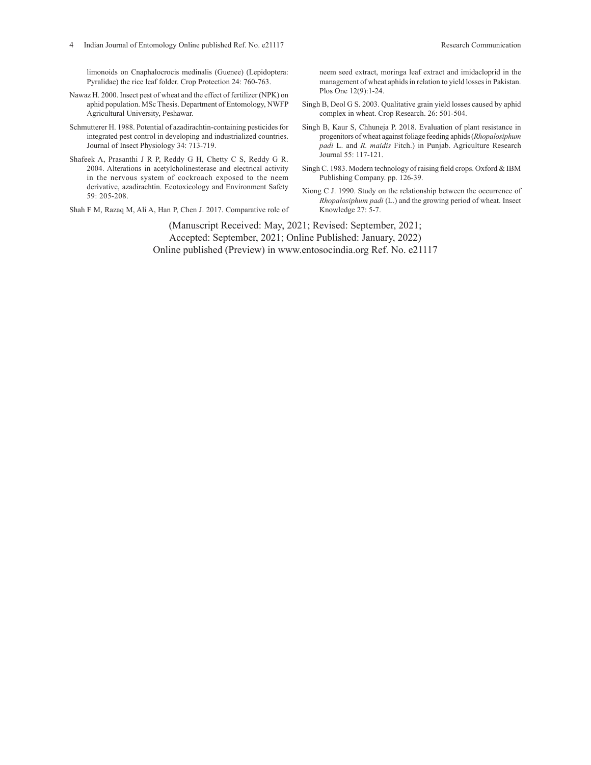limonoids on Cnaphalocrocis medinalis (Guenee) (Lepidoptera: Pyralidae) the rice leaf folder. Crop Protection 24: 760-763.

Nawaz H. 2000. Insect pest of wheat and the effect of fertilizer (NPK) on aphid population. MSc Thesis. Department of Entomology, NWFP Agricultural University, Peshawar.

Schmutterer H. 1988. Potential of azadirachtin-containing pesticides for integrated pest control in developing and industrialized countries. Journal of Insect Physiology 34: 713-719.

Shafeek A, Prasanthi J R P, Reddy G H, Chetty C S, Reddy G R. 2004. Alterations in acetylcholinesterase and electrical activity in the nervous system of cockroach exposed to the neem derivative, azadirachtin. Ecotoxicology and Environment Safety 59: 205-208.

Shah F M, Razaq M, Ali A, Han P, Chen J. 2017. Comparative role of neem seed extract, moringa leaf extract and imidacloprid in the management of wheat aphids in relation to yield losses in Pakistan. Plos One 12(9):1-24.

Singh B, Deol G S. 2003. Qualitative grain yield losses caused by aphid complex in wheat. Crop Research. 26: 501-504.

Singh B, Kaur S, Chhuneja P. 2018. Evaluation of plant resistance in progenitors of wheat against foliage feeding aphids (*Rhopalosiphum padi* L. and *R. maidis* Fitch.) in Punjab. Agriculture Research Journal 55: 117-121.

Singh C. 1983. Modern technology of raising field crops. Oxford & IBM Publishing Company. pp. 126-39.

Xiong C J. 1990. Study on the relationship between the occurrence of *Rhopalosiphum padi* (L.) and the growing period of wheat. Insect Knowledge 27: 5-7.

(Manuscript Received: May, 2021; Revised: September, 2021; Accepted: September, 2021; Online Published: January, 2022)
Online published (Preview) in www.entosocindia.org Ref. No. e21117